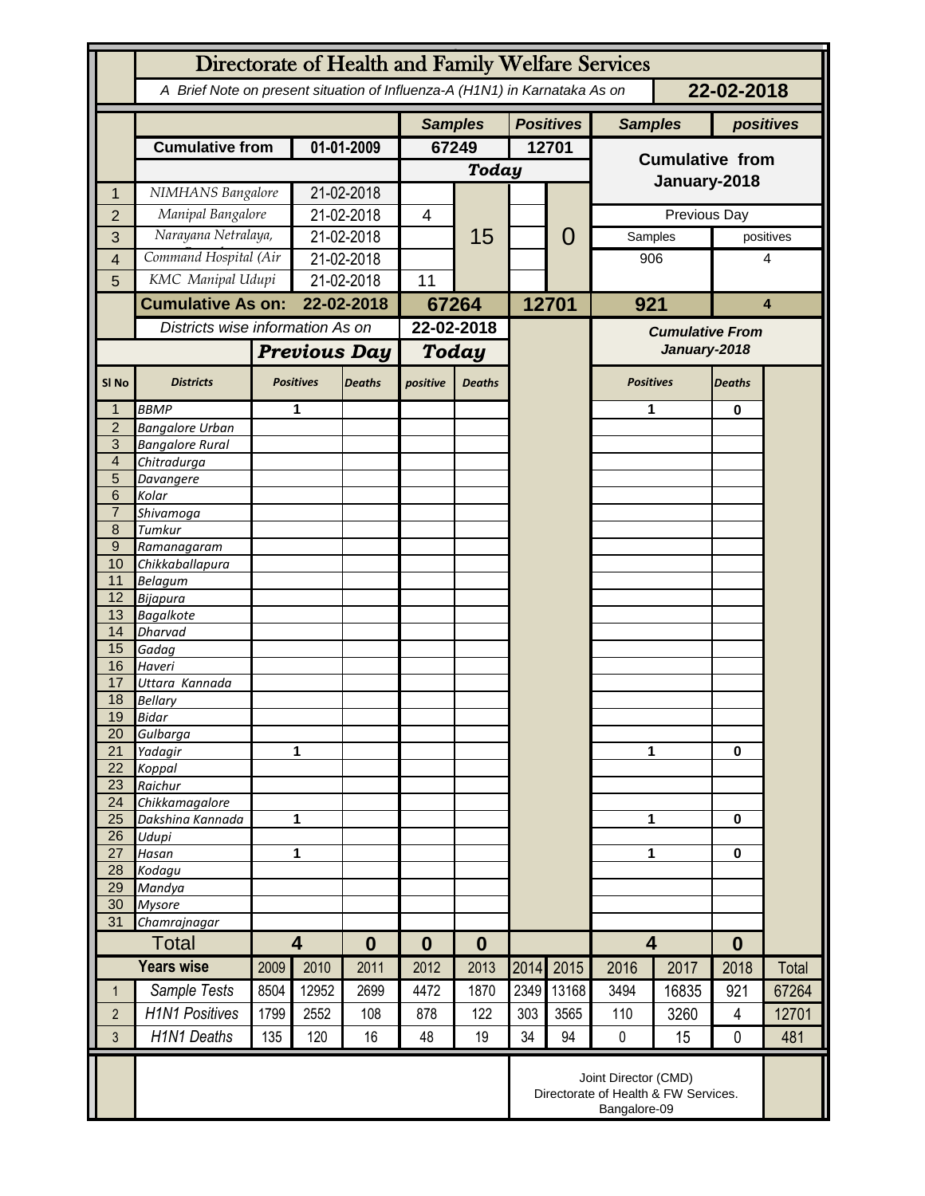# Directorate of Health and Family Welfare Services

*A Brief Note on present situation of Influenza-A (H1N1) in Karnataka As on* **22-02-2018**

| | | | Samples | | Positives | | Samples | positives |
|---|---|---|---|---|---|---|---|---|
| | **Cumulative from** | **01-01-2009** | **67249** | | **12701** | | **Cumulative from January-2018** | |
| | | | ***Today*** | | | | | |
| 1 | NIMHANS Bangalore | 21-02-2018 | | 15 | | 0 | | |
| 2 | Manipal Bangalore | 21-02-2018 | 4 | | | | Previous Day | |
| 3 | Narayana Netralaya, | 21-02-2018 | | | | | Samples | positives |
| 4 | Command Hospital (Air | 21-02-2018 | | | | | 906 | 4 |
| 5 | KMC Manipal Udupi | 21-02-2018 | 11 | | | | | |
| | **Cumulative As on:** | **22-02-2018** | **67264** | | **12701** | | **921** | **4** |

| Sl No | Districts | Previous Day Positives | Previous Day Deaths | Today positive | Today Deaths | Cumulative From January-2018 Positives | Cumulative From January-2018 Deaths |
|---|---|---|---|---|---|---|---|
| 1 | BBMP | 1 | | | | 1 | 0 |
| 2 | Bangalore Urban | | | | | | |
| 3 | Bangalore Rural | | | | | | |
| 4 | Chitradurga | | | | | | |
| 5 | Davangere | | | | | | |
| 6 | Kolar | | | | | | |
| 7 | Shivamoga | | | | | | |
| 8 | Tumkur | | | | | | |
| 9 | Ramanagaram | | | | | | |
| 10 | Chikkaballapura | | | | | | |
| 11 | Belagum | | | | | | |
| 12 | Bijapura | | | | | | |
| 13 | Bagalkote | | | | | | |
| 14 | Dharvad | | | | | | |
| 15 | Gadag | | | | | | |
| 16 | Haveri | | | | | | |
| 17 | Uttara Kannada | | | | | | |
| 18 | Bellary | | | | | | |
| 19 | Bidar | | | | | | |
| 20 | Gulbarga | | | | | | |
| 21 | Yadagir | 1 | | | | 1 | 0 |
| 22 | Koppal | | | | | | |
| 23 | Raichur | | | | | | |
| 24 | Chikkamagalore | | | | | | |
| 25 | Dakshina Kannada | 1 | | | | 1 | 0 |
| 26 | Udupi | | | | | | |
| 27 | Hasan | 1 | | | | 1 | 0 |
| 28 | Kodagu | | | | | | |
| 29 | Mandya | | | | | | |
| 30 | Mysore | | | | | | |
| 31 | Chamrajnagar | | | | | | |
| | **Total** | **4** | **0** | **0** | **0** | **4** | **0** |

| | Years wise | 2009 | 2010 | 2011 | 2012 | 2013 | 2014 | 2015 | 2016 | 2017 | 2018 | Total |
|---|---|---|---|---|---|---|---|---|---|---|---|---|
| 1 | Sample Tests | 8504 | 12952 | 2699 | 4472 | 1870 | 2349 | 13168 | 3494 | 16835 | 921 | 67264 |
| 2 | H1N1 Positives | 1799 | 2552 | 108 | 878 | 122 | 303 | 3565 | 110 | 3260 | 4 | 12701 |
| 3 | H1N1 Deaths | 135 | 120 | 16 | 48 | 19 | 34 | 94 | 0 | 15 | 0 | 481 |

Joint Director (CMD)
Directorate of Health & FW Services.
Bangalore-09